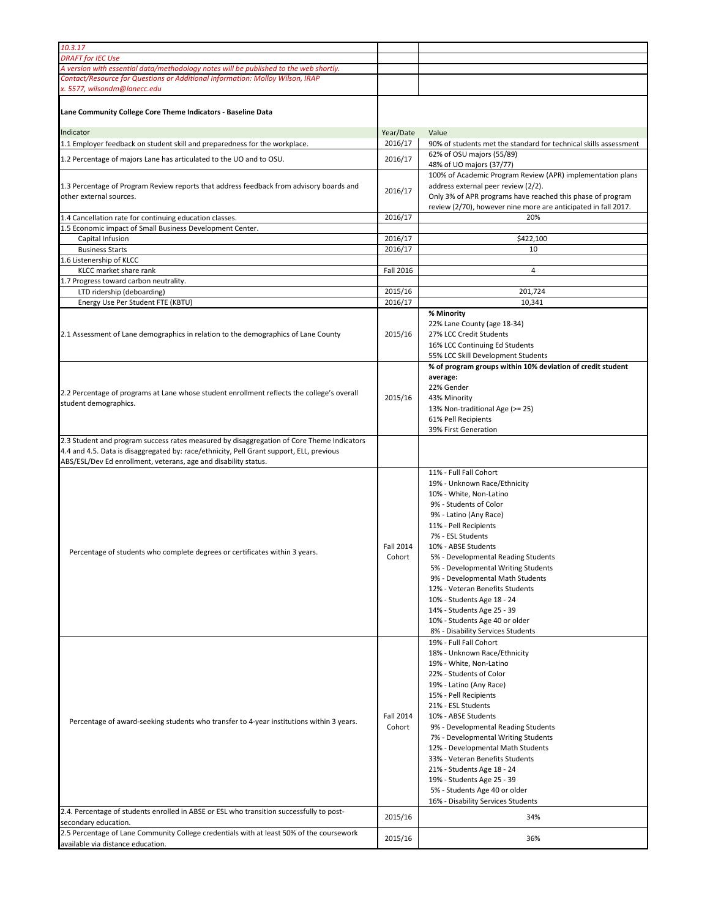*10.3.17*

*DRAFT for IEC Use*

*A version with essential data/methodology notes will be published to the web shortly.*

*Contact/Resource for Questions or Additional Information: Molloy Wilson, IRAP x. 5577, wilsondm@lanecc.edu*

**Lane Community College Core Theme Indicators - Baseline Data**

| Indicator | Year/Date | Value |
|---|---|---|
| 1.1 Employer feedback on student skill and preparedness for the workplace. | 2016/17 | 90% of students met the standard for technical skills assessment |
| 1.2 Percentage of majors Lane has articulated to the UO and to OSU. | 2016/17 | 62% of OSU majors (55/89)<br>48% of UO majors (37/77) |
| 1.3 Percentage of Program Review reports that address feedback from advisory boards and other external sources. | 2016/17 | 100% of Academic Program Review (APR) implementation plans address external peer review (2/2).<br>Only 3% of APR programs have reached this phase of program review (2/70), however nine more are anticipated in fall 2017. |
| 1.4 Cancellation rate for continuing education classes. | 2016/17 | 20% |
| 1.5 Economic impact of Small Business Development Center. | | |
| Capital Infusion | 2016/17 | $422,100 |
| Business Starts | 2016/17 | 10 |
| 1.6 Listenership of KLCC | | |
| KLCC market share rank | Fall 2016 | 4 |
| 1.7 Progress toward carbon neutrality. | | |
| LTD ridership (deboarding) | 2015/16 | 201,724 |
| Energy Use Per Student FTE (KBTU) | 2016/17 | 10,341 |
| 2.1 Assessment of Lane demographics in relation to the demographics of Lane County | 2015/16 | **% Minority**<br>22% Lane County (age 18-34)<br>27% LCC Credit Students<br>16% LCC Continuing Ed Students<br>55% LCC Skill Development Students |
| 2.2 Percentage of programs at Lane whose student enrollment reflects the college's overall student demographics. | 2015/16 | **% of program groups within 10% deviation of credit student average:**<br>22% Gender<br>43% Minority<br>13% Non-traditional Age (>= 25)<br>61% Pell Recipients<br>39% First Generation |
| 2.3 Student and program success rates measured by disaggregation of Core Theme Indicators 4.4 and 4.5. Data is disaggregated by: race/ethnicity, Pell Grant support, ELL, previous ABS/ESL/Dev Ed enrollment, veterans, age and disability status. | | |
| Percentage of students who complete degrees or certificates within 3 years. | Fall 2014 Cohort | 11% - Full Fall Cohort<br>19% - Unknown Race/Ethnicity<br>10% - White, Non-Latino<br>9% - Students of Color<br>9% - Latino (Any Race)<br>11% - Pell Recipients<br>7% - ESL Students<br>10% - ABSE Students<br>5% - Developmental Reading Students<br>5% - Developmental Writing Students<br>9% - Developmental Math Students<br>12% - Veteran Benefits Students<br>10% - Students Age 18 - 24<br>14% - Students Age 25 - 39<br>10% - Students Age 40 or older<br>8% - Disability Services Students |
| Percentage of award-seeking students who transfer to 4-year institutions within 3 years. | Fall 2014 Cohort | 19% - Full Fall Cohort<br>18% - Unknown Race/Ethnicity<br>19% - White, Non-Latino<br>22% - Students of Color<br>19% - Latino (Any Race)<br>15% - Pell Recipients<br>21% - ESL Students<br>10% - ABSE Students<br>9% - Developmental Reading Students<br>7% - Developmental Writing Students<br>12% - Developmental Math Students<br>33% - Veteran Benefits Students<br>21% - Students Age 18 - 24<br>19% - Students Age 25 - 39<br>5% - Students Age 40 or older<br>16% - Disability Services Students |
| 2.4. Percentage of students enrolled in ABSE or ESL who transition successfully to post-secondary education. | 2015/16 | 34% |
| 2.5 Percentage of Lane Community College credentials with at least 50% of the coursework available via distance education. | 2015/16 | 36% |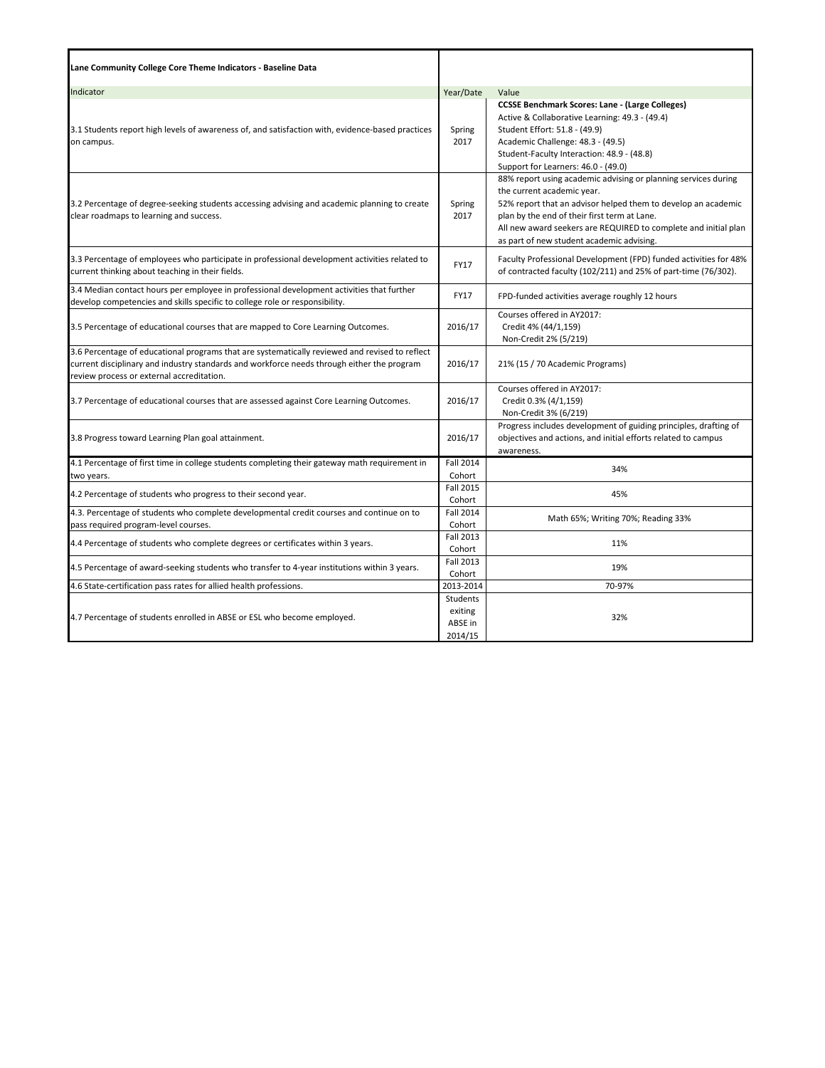**Lane Community College Core Theme Indicators - Baseline Data**

| Indicator | Year/Date | Value |
|---|---|---|
| 3.1 Students report high levels of awareness of, and satisfaction with, evidence-based practices on campus. | Spring 2017 | **CCSSE Benchmark Scores: Lane - (Large Colleges)**<br>Active & Collaborative Learning: 49.3 - (49.4)<br>Student Effort: 51.8 - (49.9)<br>Academic Challenge: 48.3 - (49.5)<br>Student-Faculty Interaction: 48.9 - (48.8)<br>Support for Learners: 46.0 - (49.0) |
| 3.2 Percentage of degree-seeking students accessing advising and academic planning to create clear roadmaps to learning and success. | Spring 2017 | 88% report using academic advising or planning services during the current academic year.<br>52% report that an advisor helped them to develop an academic plan by the end of their first term at Lane.<br>All new award seekers are REQUIRED to complete and initial plan as part of new student academic advising. |
| 3.3 Percentage of employees who participate in professional development activities related to current thinking about teaching in their fields. | FY17 | Faculty Professional Development (FPD) funded activities for 48% of contracted faculty (102/211) and 25% of part-time (76/302). |
| 3.4 Median contact hours per employee in professional development activities that further develop competencies and skills specific to college role or responsibility. | FY17 | FPD-funded activities average roughly 12 hours |
| 3.5 Percentage of educational courses that are mapped to Core Learning Outcomes. | 2016/17 | Courses offered in AY2017:<br>Credit 4% (44/1,159)<br>Non-Credit 2% (5/219) |
| 3.6 Percentage of educational programs that are systematically reviewed and revised to reflect current disciplinary and industry standards and workforce needs through either the program review process or external accreditation. | 2016/17 | 21% (15 / 70 Academic Programs) |
| 3.7 Percentage of educational courses that are assessed against Core Learning Outcomes. | 2016/17 | Courses offered in AY2017:<br>Credit 0.3% (4/1,159)<br>Non-Credit 3% (6/219) |
| 3.8 Progress toward Learning Plan goal attainment. | 2016/17 | Progress includes development of guiding principles, drafting of objectives and actions, and initial efforts related to campus awareness. |
| 4.1 Percentage of first time in college students completing their gateway math requirement in two years. | Fall 2014 Cohort | 34% |
| 4.2 Percentage of students who progress to their second year. | Fall 2015 Cohort | 45% |
| 4.3. Percentage of students who complete developmental credit courses and continue on to pass required program-level courses. | Fall 2014 Cohort | Math 65%; Writing 70%; Reading 33% |
| 4.4 Percentage of students who complete degrees or certificates within 3 years. | Fall 2013 Cohort | 11% |
| 4.5 Percentage of award-seeking students who transfer to 4-year institutions within 3 years. | Fall 2013 Cohort | 19% |
| 4.6 State-certification pass rates for allied health professions. | 2013-2014 | 70-97% |
| 4.7 Percentage of students enrolled in ABSE or ESL who become employed. | Students exiting ABSE in 2014/15 | 32% |